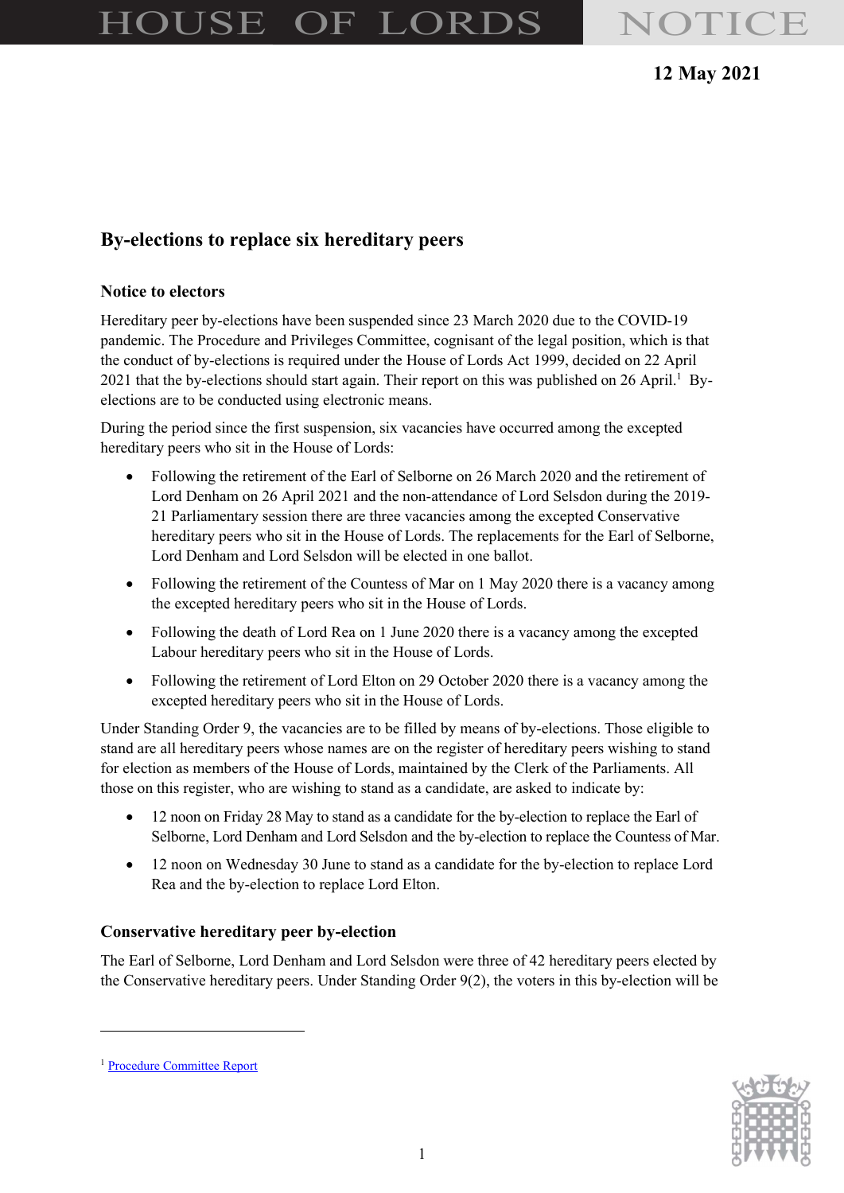# HOUSE OF LORDS NOTICE

**12 May 2021**

## By-elections to replace six hereditary peers

### Notice to electors

Hereditary peer by-elections have been suspended since 23 March 2020 due to the COVID-19 pandemic. The Procedure and Privileges Committee, cognisant of the legal position, which is that the conduct of by-elections is required under the House of Lords Act 1999, decided on 22 April 2021 that the by-elections should start again. Their report on this was published on 26 April.[1] By-elections are to be conducted using electronic means.

During the period since the first suspension, six vacancies have occurred among the excepted hereditary peers who sit in the House of Lords:

- Following the retirement of the Earl of Selborne on 26 March 2020 and the retirement of Lord Denham on 26 April 2021 and the non-attendance of Lord Selsdon during the 2019-21 Parliamentary session there are three vacancies among the excepted Conservative hereditary peers who sit in the House of Lords. The replacements for the Earl of Selborne, Lord Denham and Lord Selsdon will be elected in one ballot.
- Following the retirement of the Countess of Mar on 1 May 2020 there is a vacancy among the excepted hereditary peers who sit in the House of Lords.
- Following the death of Lord Rea on 1 June 2020 there is a vacancy among the excepted Labour hereditary peers who sit in the House of Lords.
- Following the retirement of Lord Elton on 29 October 2020 there is a vacancy among the excepted hereditary peers who sit in the House of Lords.

Under Standing Order 9, the vacancies are to be filled by means of by-elections. Those eligible to stand are all hereditary peers whose names are on the register of hereditary peers wishing to stand for election as members of the House of Lords, maintained by the Clerk of the Parliaments. All those on this register, who are wishing to stand as a candidate, are asked to indicate by:

- 12 noon on Friday 28 May to stand as a candidate for the by-election to replace the Earl of Selborne, Lord Denham and Lord Selsdon and the by-election to replace the Countess of Mar.
- 12 noon on Wednesday 30 June to stand as a candidate for the by-election to replace Lord Rea and the by-election to replace Lord Elton.

### Conservative hereditary peer by-election

The Earl of Selborne, Lord Denham and Lord Selsdon were three of 42 hereditary peers elected by the Conservative hereditary peers. Under Standing Order 9(2), the voters in this by-election will be

---

[1] Procedure Committee Report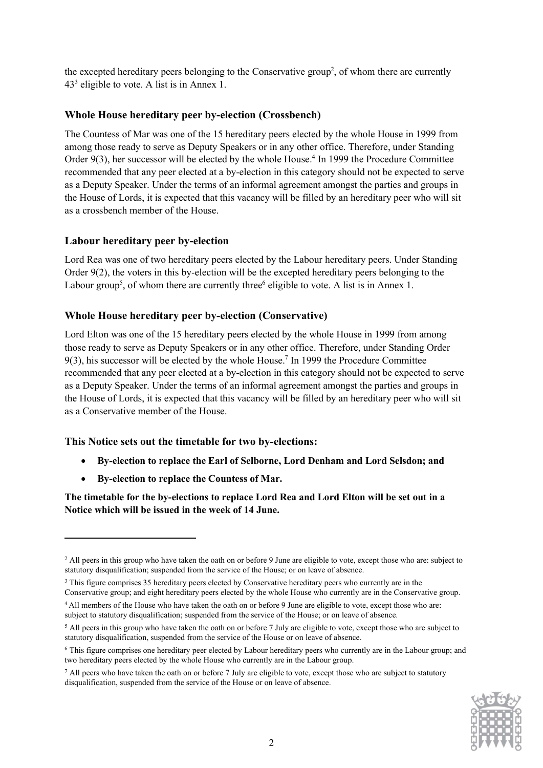the excepted hereditary peers belonging to the Conservative group[2], of whom there are currently 43[3] eligible to vote. A list is in Annex 1.

### Whole House hereditary peer by-election (Crossbench)

The Countess of Mar was one of the 15 hereditary peers elected by the whole House in 1999 from among those ready to serve as Deputy Speakers or in any other office. Therefore, under Standing Order 9(3), her successor will be elected by the whole House.[4] In 1999 the Procedure Committee recommended that any peer elected at a by-election in this category should not be expected to serve as a Deputy Speaker. Under the terms of an informal agreement amongst the parties and groups in the House of Lords, it is expected that this vacancy will be filled by an hereditary peer who will sit as a crossbench member of the House.

### Labour hereditary peer by-election

Lord Rea was one of two hereditary peers elected by the Labour hereditary peers. Under Standing Order 9(2), the voters in this by-election will be the excepted hereditary peers belonging to the Labour group[5], of whom there are currently three[6] eligible to vote. A list is in Annex 1.

### Whole House hereditary peer by-election (Conservative)

Lord Elton was one of the 15 hereditary peers elected by the whole House in 1999 from among those ready to serve as Deputy Speakers or in any other office. Therefore, under Standing Order 9(3), his successor will be elected by the whole House.[7] In 1999 the Procedure Committee recommended that any peer elected at a by-election in this category should not be expected to serve as a Deputy Speaker. Under the terms of an informal agreement amongst the parties and groups in the House of Lords, it is expected that this vacancy will be filled by an hereditary peer who will sit as a Conservative member of the House.

### This Notice sets out the timetable for two by-elections:

- **By-election to replace the Earl of Selborne, Lord Denham and Lord Selsdon; and**
- **By-election to replace the Countess of Mar.**

**The timetable for the by-elections to replace Lord Rea and Lord Elton will be set out in a Notice which will be issued in the week of 14 June.**

---

[2] All peers in this group who have taken the oath on or before 9 June are eligible to vote, except those who are: subject to statutory disqualification; suspended from the service of the House; or on leave of absence.

[3] This figure comprises 35 hereditary peers elected by Conservative hereditary peers who currently are in the Conservative group; and eight hereditary peers elected by the whole House who currently are in the Conservative group.

[4] All members of the House who have taken the oath on or before 9 June are eligible to vote, except those who are: subject to statutory disqualification; suspended from the service of the House; or on leave of absence.

[5] All peers in this group who have taken the oath on or before 7 July are eligible to vote, except those who are subject to statutory disqualification, suspended from the service of the House or on leave of absence.

[6] This figure comprises one hereditary peer elected by Labour hereditary peers who currently are in the Labour group; and two hereditary peers elected by the whole House who currently are in the Labour group.

[7] All peers who have taken the oath on or before 7 July are eligible to vote, except those who are subject to statutory disqualification, suspended from the service of the House or on leave of absence.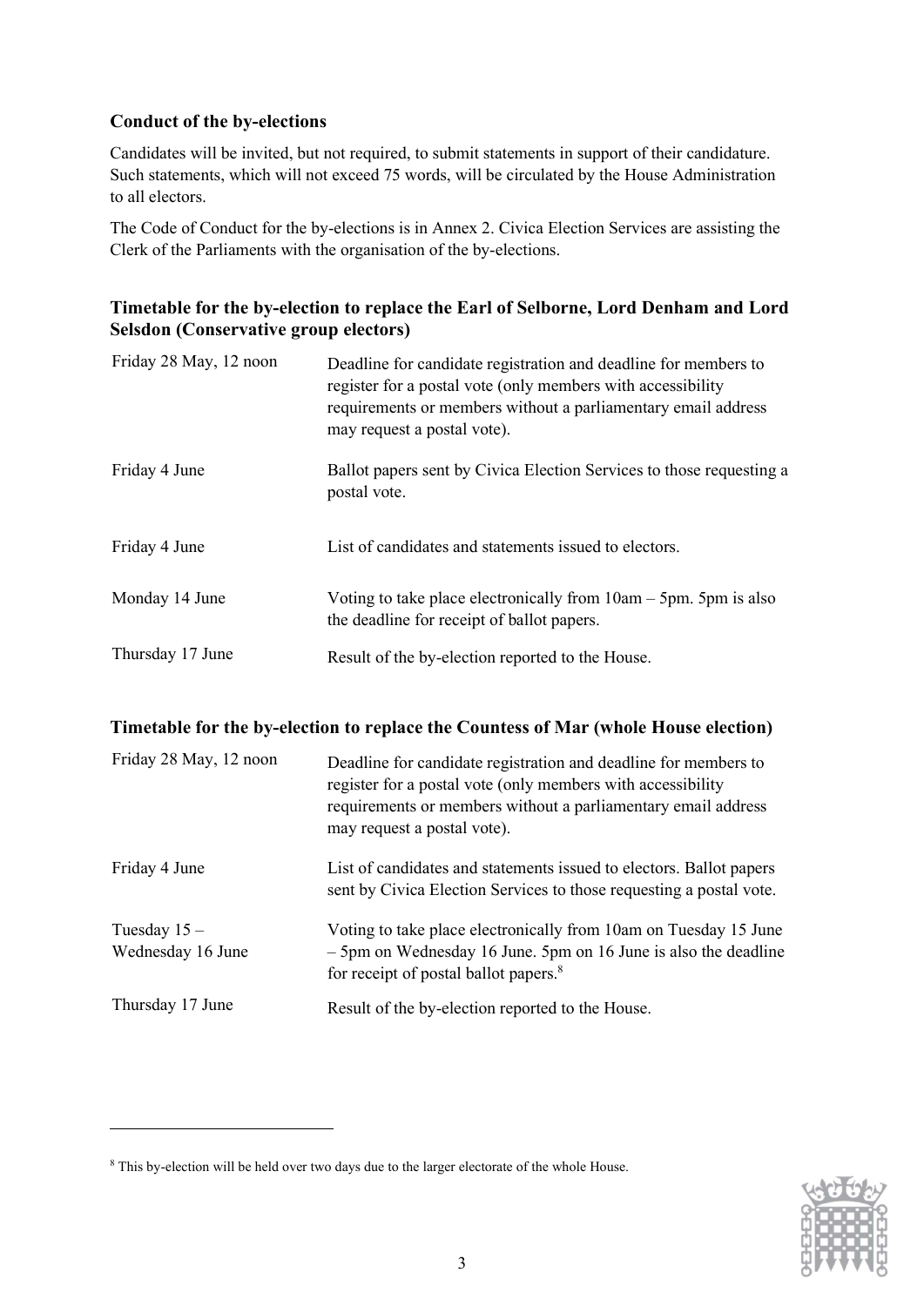### Conduct of the by-elections

Candidates will be invited, but not required, to submit statements in support of their candidature. Such statements, which will not exceed 75 words, will be circulated by the House Administration to all electors.

The Code of Conduct for the by-elections is in Annex 2. Civica Election Services are assisting the Clerk of the Parliaments with the organisation of the by-elections.

### Timetable for the by-election to replace the Earl of Selborne, Lord Denham and Lord Selsdon (Conservative group electors)

| | |
|---|---|
| Friday 28 May, 12 noon | Deadline for candidate registration and deadline for members to register for a postal vote (only members with accessibility requirements or members without a parliamentary email address may request a postal vote). |
| Friday 4 June | Ballot papers sent by Civica Election Services to those requesting a postal vote. |
| Friday 4 June | List of candidates and statements issued to electors. |
| Monday 14 June | Voting to take place electronically from 10am – 5pm. 5pm is also the deadline for receipt of ballot papers. |
| Thursday 17 June | Result of the by-election reported to the House. |

### Timetable for the by-election to replace the Countess of Mar (whole House election)

| | |
|---|---|
| Friday 28 May, 12 noon | Deadline for candidate registration and deadline for members to register for a postal vote (only members with accessibility requirements or members without a parliamentary email address may request a postal vote). |
| Friday 4 June | List of candidates and statements issued to electors. Ballot papers sent by Civica Election Services to those requesting a postal vote. |
| Tuesday 15 – Wednesday 16 June | Voting to take place electronically from 10am on Tuesday 15 June – 5pm on Wednesday 16 June. 5pm on 16 June is also the deadline for receipt of postal ballot papers.[8] |
| Thursday 17 June | Result of the by-election reported to the House. |

[8] This by-election will be held over two days due to the larger electorate of the whole House.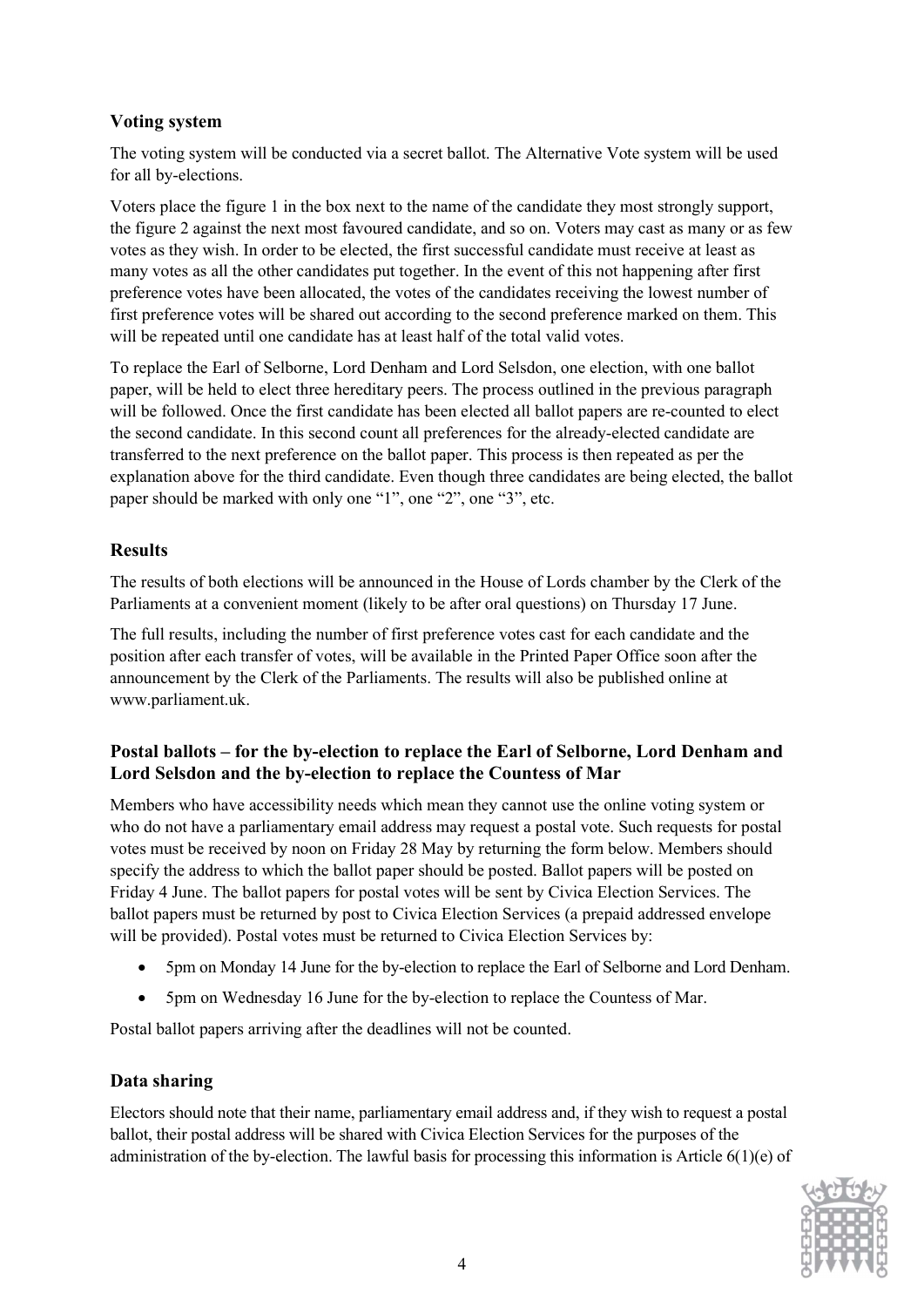### Voting system

The voting system will be conducted via a secret ballot. The Alternative Vote system will be used for all by-elections.

Voters place the figure 1 in the box next to the name of the candidate they most strongly support, the figure 2 against the next most favoured candidate, and so on. Voters may cast as many or as few votes as they wish. In order to be elected, the first successful candidate must receive at least as many votes as all the other candidates put together. In the event of this not happening after first preference votes have been allocated, the votes of the candidates receiving the lowest number of first preference votes will be shared out according to the second preference marked on them. This will be repeated until one candidate has at least half of the total valid votes.

To replace the Earl of Selborne, Lord Denham and Lord Selsdon, one election, with one ballot paper, will be held to elect three hereditary peers. The process outlined in the previous paragraph will be followed. Once the first candidate has been elected all ballot papers are re-counted to elect the second candidate. In this second count all preferences for the already-elected candidate are transferred to the next preference on the ballot paper. This process is then repeated as per the explanation above for the third candidate. Even though three candidates are being elected, the ballot paper should be marked with only one "1", one "2", one "3", etc.

### Results

The results of both elections will be announced in the House of Lords chamber by the Clerk of the Parliaments at a convenient moment (likely to be after oral questions) on Thursday 17 June.

The full results, including the number of first preference votes cast for each candidate and the position after each transfer of votes, will be available in the Printed Paper Office soon after the announcement by the Clerk of the Parliaments. The results will also be published online at www.parliament.uk.

### Postal ballots – for the by-election to replace the Earl of Selborne, Lord Denham and Lord Selsdon and the by-election to replace the Countess of Mar

Members who have accessibility needs which mean they cannot use the online voting system or who do not have a parliamentary email address may request a postal vote. Such requests for postal votes must be received by noon on Friday 28 May by returning the form below. Members should specify the address to which the ballot paper should be posted. Ballot papers will be posted on Friday 4 June. The ballot papers for postal votes will be sent by Civica Election Services. The ballot papers must be returned by post to Civica Election Services (a prepaid addressed envelope will be provided). Postal votes must be returned to Civica Election Services by:

- 5pm on Monday 14 June for the by-election to replace the Earl of Selborne and Lord Denham.
- 5pm on Wednesday 16 June for the by-election to replace the Countess of Mar.

Postal ballot papers arriving after the deadlines will not be counted.

### Data sharing

Electors should note that their name, parliamentary email address and, if they wish to request a postal ballot, their postal address will be shared with Civica Election Services for the purposes of the administration of the by-election. The lawful basis for processing this information is Article 6(1)(e) of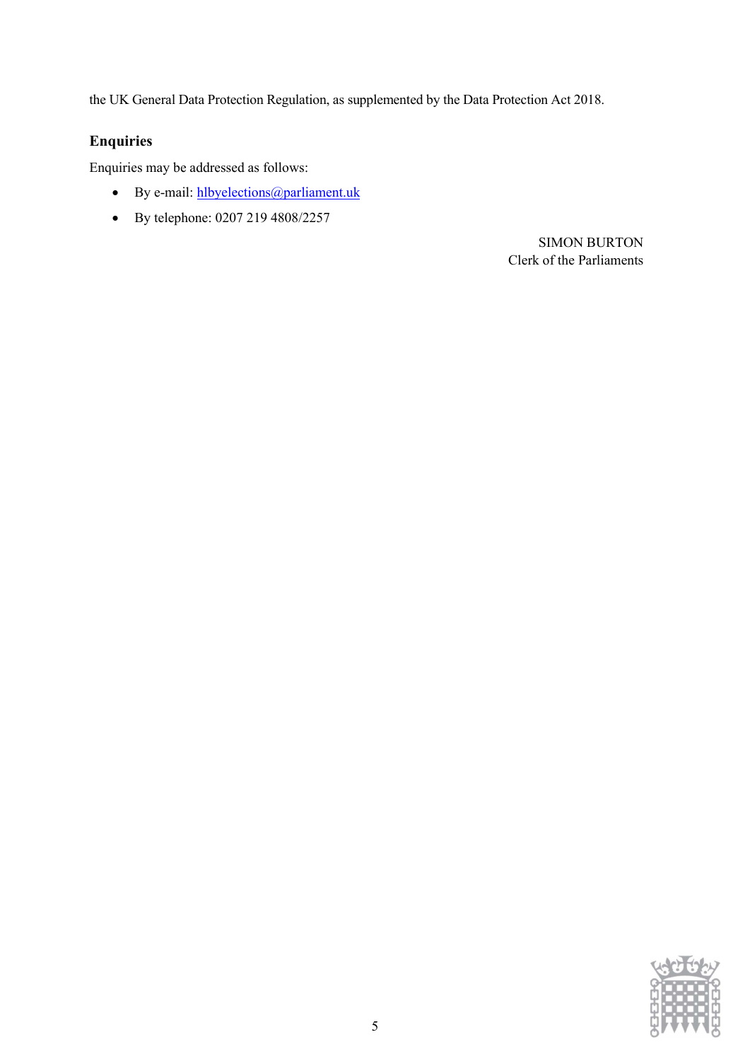the UK General Data Protection Regulation, as supplemented by the Data Protection Act 2018.

## Enquiries

Enquiries may be addressed as follows:

- By e-mail: hlbyelections@parliament.uk
- By telephone: 0207 219 4808/2257

SIMON BURTON
Clerk of the Parliaments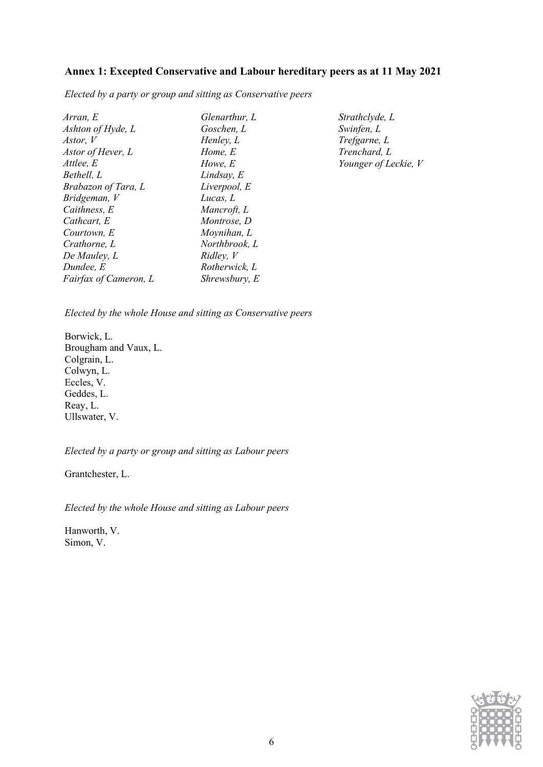**Annex 1: Excepted Conservative and Labour hereditary peers as at 11 May 2021**

*Elected by a party or group and sitting as Conservative peers*

*Arran, E*
*Ashton of Hyde, L*
*Astor, V*
*Astor of Hever, L*
*Attlee, E*
*Bethell, L*
*Brabazon of Tara, L*
*Bridgeman, V*
*Caithness, E*
*Cathcart, E*
*Courtown, E*
*Crathorne, L*
*De Mauley, L*
*Dundee, E*
*Fairfax of Cameron, L*
*Glenarthur, L*
*Goschen, L*
*Henley, L*
*Home, E*
*Howe, E*
*Lindsay, E*
*Liverpool, E*
*Lucas, L*
*Mancroft, L*
*Montrose, D*
*Moynihan, L*
*Northbrook, L*
*Ridley, V*
*Rotherwick, L*
*Shrewsbury, E*
*Strathclyde, L*
*Swinfen, L*
*Trefgarne, L*
*Trenchard, L*
*Younger of Leckie, V*

*Elected by the whole House and sitting as Conservative peers*

Borwick, L.
Brougham and Vaux, L.
Colgrain, L.
Colwyn, L.
Eccles, V.
Geddes, L.
Reay, L.
Ullswater, V.

*Elected by a party or group and sitting as Labour peers*

Grantchester, L.

*Elected by the whole House and sitting as Labour peers*

Hanworth, V.
Simon, V.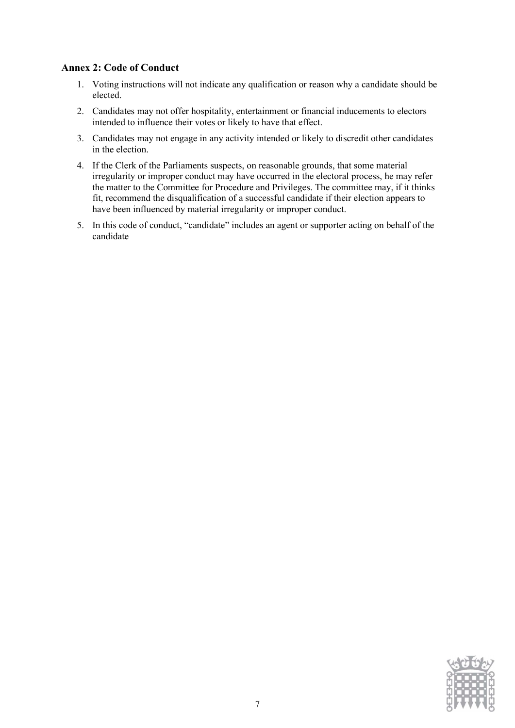### Annex 2: Code of Conduct

1. Voting instructions will not indicate any qualification or reason why a candidate should be elected.
2. Candidates may not offer hospitality, entertainment or financial inducements to electors intended to influence their votes or likely to have that effect.
3. Candidates may not engage in any activity intended or likely to discredit other candidates in the election.
4. If the Clerk of the Parliaments suspects, on reasonable grounds, that some material irregularity or improper conduct may have occurred in the electoral process, he may refer the matter to the Committee for Procedure and Privileges. The committee may, if it thinks fit, recommend the disqualification of a successful candidate if their election appears to have been influenced by material irregularity or improper conduct.
5. In this code of conduct, "candidate" includes an agent or supporter acting on behalf of the candidate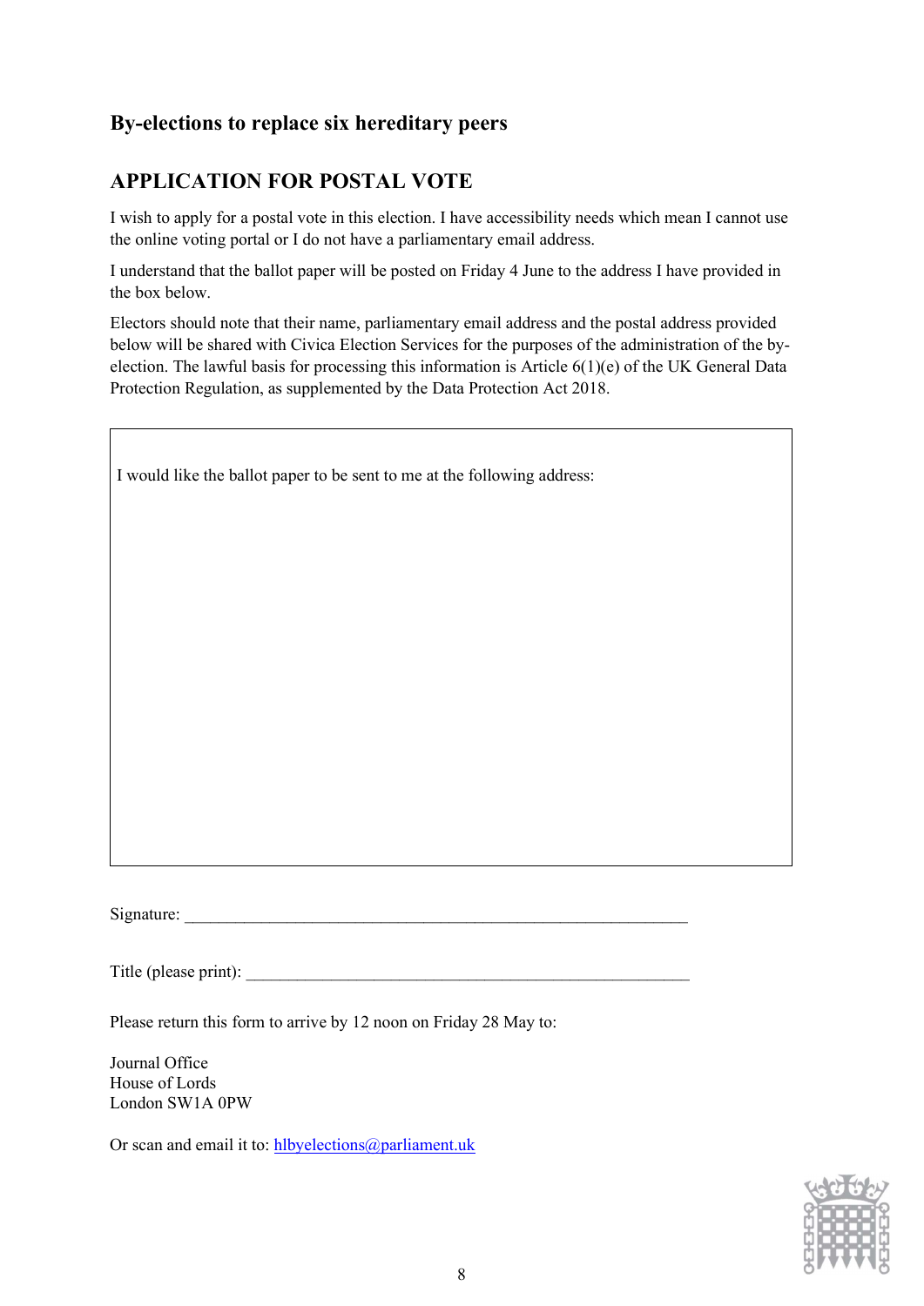## By-elections to replace six hereditary peers

## APPLICATION FOR POSTAL VOTE

I wish to apply for a postal vote in this election. I have accessibility needs which mean I cannot use the online voting portal or I do not have a parliamentary email address.

I understand that the ballot paper will be posted on Friday 4 June to the address I have provided in the box below.

Electors should note that their name, parliamentary email address and the postal address provided below will be shared with Civica Election Services for the purposes of the administration of the by-election. The lawful basis for processing this information is Article 6(1)(e) of the UK General Data Protection Regulation, as supplemented by the Data Protection Act 2018.

I would like the ballot paper to be sent to me at the following address:

Signature: ______________________________________________________________

Title (please print): ______________________________________________________

Please return this form to arrive by 12 noon on Friday 28 May to:

Journal Office
House of Lords
London SW1A 0PW

Or scan and email it to: hlbyelections@parliament.uk